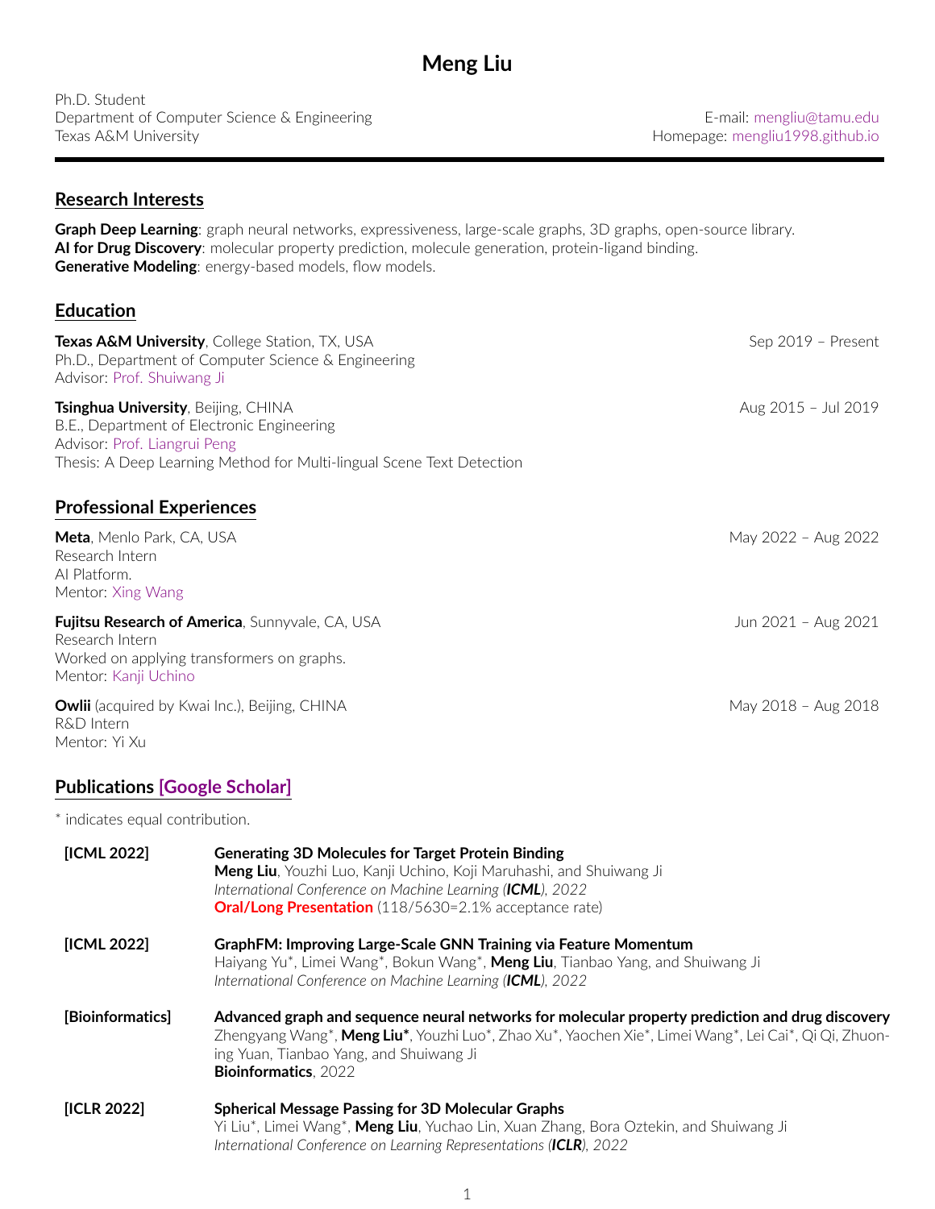# Meng Liu

Ph.D. Student
Department of Computer Science & Engineering
Texas A&M University

E-mail: mengliu@tamu.edu
Homepage: mengliu1998.github.io

## Research Interests

**Graph Deep Learning**: graph neural networks, expressiveness, large-scale graphs, 3D graphs, open-source library.
**AI for Drug Discovery**: molecular property prediction, molecule generation, protein-ligand binding.
**Generative Modeling**: energy-based models, flow models.

## Education

**Texas A&M University**, College Station, TX, USA — Sep 2019 – Present
Ph.D., Department of Computer Science & Engineering
Advisor: Prof. Shuiwang Ji

**Tsinghua University**, Beijing, CHINA — Aug 2015 – Jul 2019
B.E., Department of Electronic Engineering
Advisor: Prof. Liangrui Peng
Thesis: A Deep Learning Method for Multi-lingual Scene Text Detection

## Professional Experiences

**Meta**, Menlo Park, CA, USA — May 2022 – Aug 2022
Research Intern
AI Platform.
Mentor: Xing Wang

**Fujitsu Research of America**, Sunnyvale, CA, USA — Jun 2021 – Aug 2021
Research Intern
Worked on applying transformers on graphs.
Mentor: Kanji Uchino

**Owlii** (acquired by Kwai Inc.), Beijing, CHINA — May 2018 – Aug 2018
R&D Intern
Mentor: Yi Xu

## Publications [Google Scholar]

* indicates equal contribution.

**[ICML 2022]** **Generating 3D Molecules for Target Protein Binding**
**Meng Liu**, Youzhi Luo, Kanji Uchino, Koji Maruhashi, and Shuiwang Ji
*International Conference on Machine Learning (**ICML**), 2022*
**Oral/Long Presentation** (118/5630=2.1% acceptance rate)

**[ICML 2022]** **GraphFM: Improving Large-Scale GNN Training via Feature Momentum**
Haiyang Yu*, Limei Wang*, Bokun Wang*, **Meng Liu**, Tianbao Yang, and Shuiwang Ji
*International Conference on Machine Learning (**ICML**), 2022*

**[Bioinformatics]** **Advanced graph and sequence neural networks for molecular property prediction and drug discovery**
Zhengyang Wang*, **Meng Liu***, Youzhi Luo*, Zhao Xu*, Yaochen Xie*, Limei Wang*, Lei Cai*, Qi Qi, Zhuoning Yuan, Tianbao Yang, and Shuiwang Ji
**Bioinformatics**, 2022

**[ICLR 2022]** **Spherical Message Passing for 3D Molecular Graphs**
Yi Liu*, Limei Wang*, **Meng Liu**, Yuchao Lin, Xuan Zhang, Bora Oztekin, and Shuiwang Ji
*International Conference on Learning Representations (**ICLR**), 2022*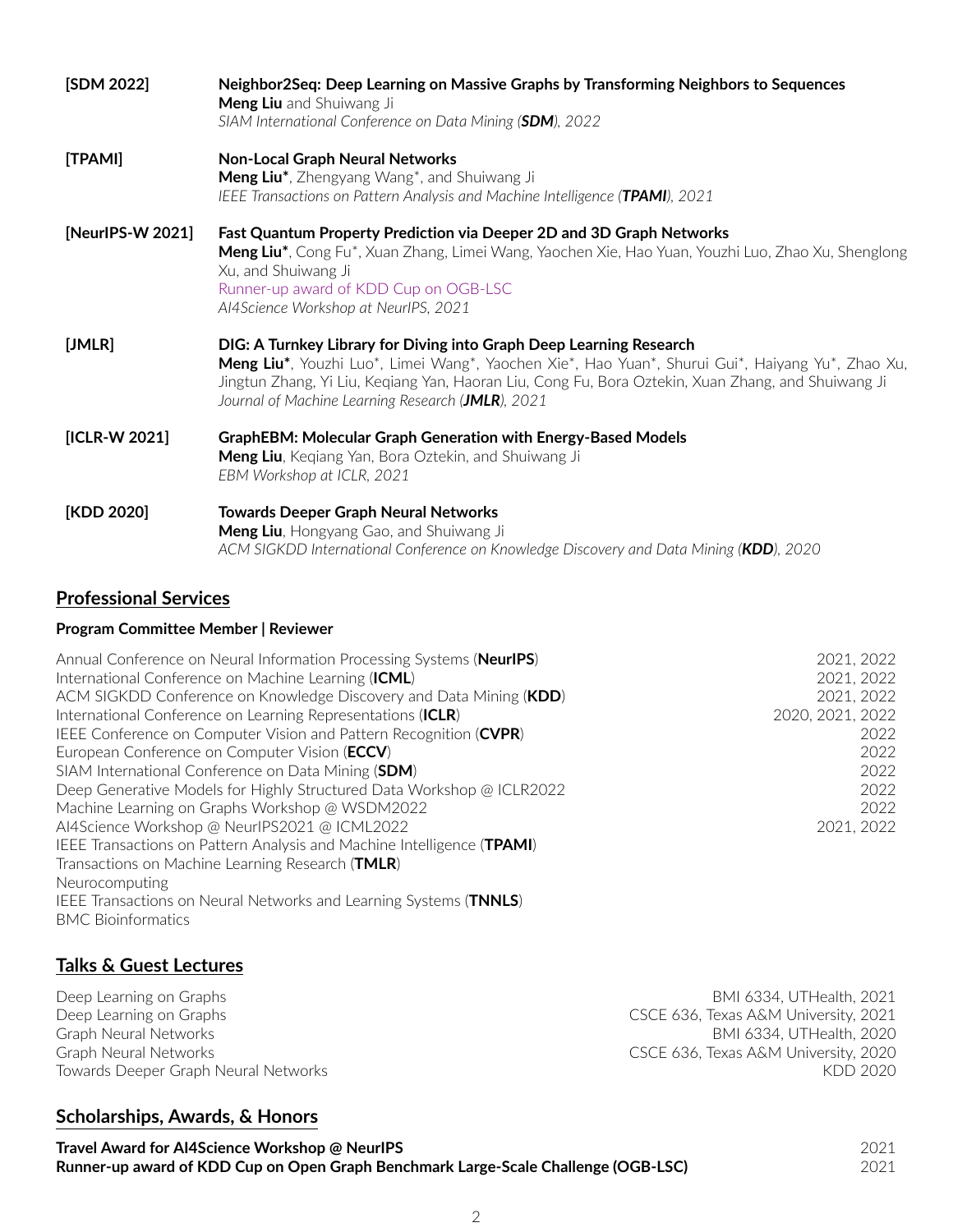**[SDM 2022]** **Neighbor2Seq: Deep Learning on Massive Graphs by Transforming Neighbors to Sequences**
**Meng Liu** and Shuiwang Ji
*SIAM International Conference on Data Mining (**SDM**), 2022*

**[TPAMI]** **Non-Local Graph Neural Networks**
**Meng Liu***, Zhengyang Wang*, and Shuiwang Ji
*IEEE Transactions on Pattern Analysis and Machine Intelligence (**TPAMI**), 2021*

**[NeurIPS-W 2021]** **Fast Quantum Property Prediction via Deeper 2D and 3D Graph Networks**
**Meng Liu***, Cong Fu*, Xuan Zhang, Limei Wang, Yaochen Xie, Hao Yuan, Youzhi Luo, Zhao Xu, Shenglong Xu, and Shuiwang Ji
Runner-up award of KDD Cup on OGB-LSC
*AI4Science Workshop at NeurIPS, 2021*

**[JMLR]** **DIG: A Turnkey Library for Diving into Graph Deep Learning Research**
**Meng Liu***, Youzhi Luo*, Limei Wang*, Yaochen Xie*, Hao Yuan*, Shurui Gui*, Haiyang Yu*, Zhao Xu, Jingtun Zhang, Yi Liu, Keqiang Yan, Haoran Liu, Cong Fu, Bora Oztekin, Xuan Zhang, and Shuiwang Ji
*Journal of Machine Learning Research (**JMLR**), 2021*

**[ICLR-W 2021]** **GraphEBM: Molecular Graph Generation with Energy-Based Models**
**Meng Liu**, Keqiang Yan, Bora Oztekin, and Shuiwang Ji
*EBM Workshop at ICLR, 2021*

**[KDD 2020]** **Towards Deeper Graph Neural Networks**
**Meng Liu**, Hongyang Gao, and Shuiwang Ji
*ACM SIGKDD International Conference on Knowledge Discovery and Data Mining (**KDD**), 2020*

## Professional Services

### Program Committee Member | Reviewer

| | |
|---|---|
| Annual Conference on Neural Information Processing Systems (**NeurIPS**) | 2021, 2022 |
| International Conference on Machine Learning (**ICML**) | 2021, 2022 |
| ACM SIGKDD Conference on Knowledge Discovery and Data Mining (**KDD**) | 2021, 2022 |
| International Conference on Learning Representations (**ICLR**) | 2020, 2021, 2022 |
| IEEE Conference on Computer Vision and Pattern Recognition (**CVPR**) | 2022 |
| European Conference on Computer Vision (**ECCV**) | 2022 |
| SIAM International Conference on Data Mining (**SDM**) | 2022 |
| Deep Generative Models for Highly Structured Data Workshop @ ICLR2022 | 2022 |
| Machine Learning on Graphs Workshop @ WSDM2022 | 2022 |
| AI4Science Workshop @ NeurIPS2021 @ ICML2022 | 2021, 2022 |
| IEEE Transactions on Pattern Analysis and Machine Intelligence (**TPAMI**) | |
| Transactions on Machine Learning Research (**TMLR**) | |
| Neurocomputing | |
| IEEE Transactions on Neural Networks and Learning Systems (**TNNLS**) | |
| BMC Bioinformatics | |

## Talks & Guest Lectures

| | |
|---|---|
| Deep Learning on Graphs | BMI 6334, UTHealth, 2021 |
| Deep Learning on Graphs | CSCE 636, Texas A&M University, 2021 |
| Graph Neural Networks | BMI 6334, UTHealth, 2020 |
| Graph Neural Networks | CSCE 636, Texas A&M University, 2020 |
| Towards Deeper Graph Neural Networks | KDD 2020 |

## Scholarships, Awards, & Honors

| | |
|---|---|
| **Travel Award for AI4Science Workshop @ NeurIPS** | 2021 |
| **Runner-up award of KDD Cup on Open Graph Benchmark Large-Scale Challenge (OGB-LSC)** | 2021 |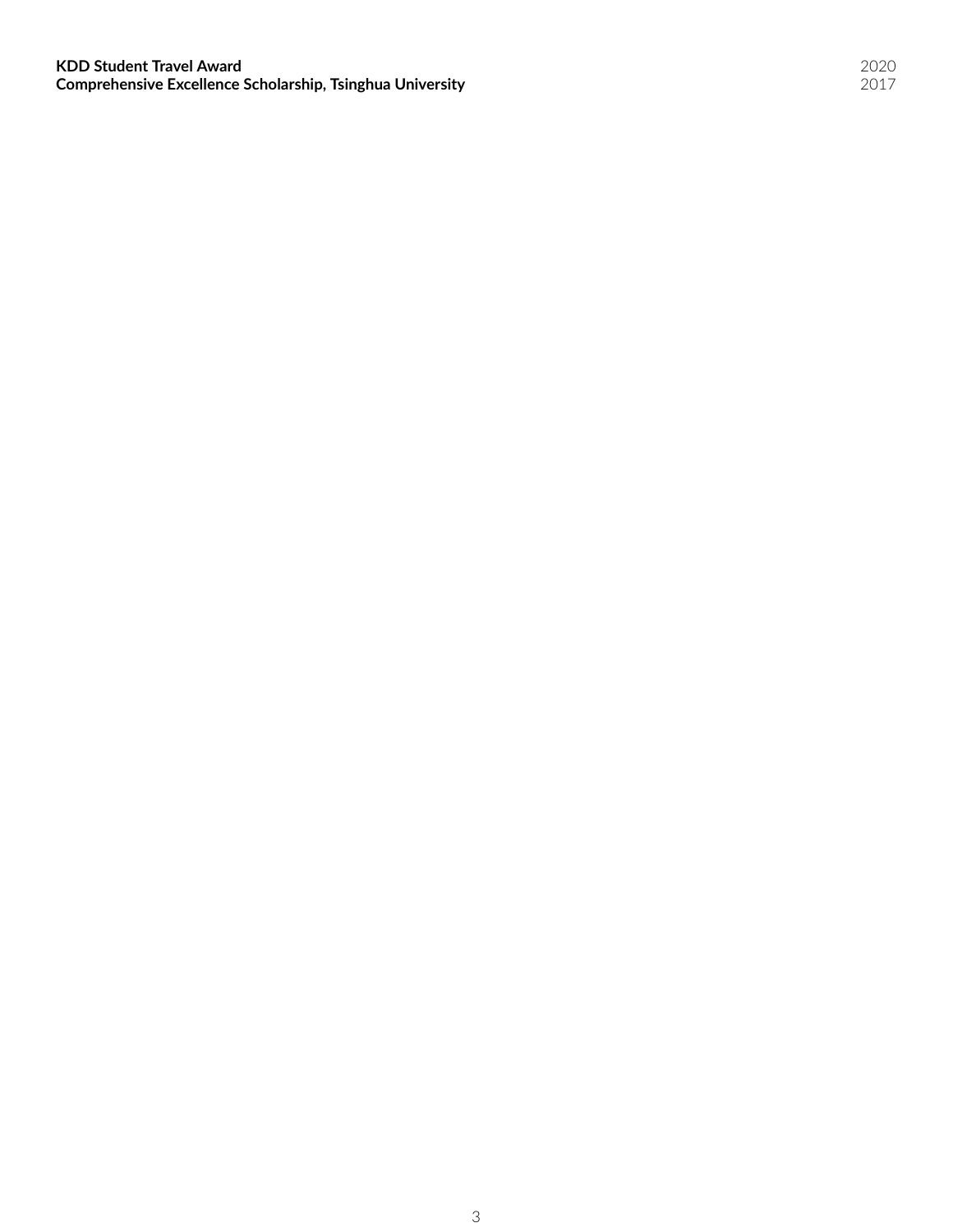**KDD Student Travel Award** 2020
**Comprehensive Excellence Scholarship, Tsinghua University** 2017